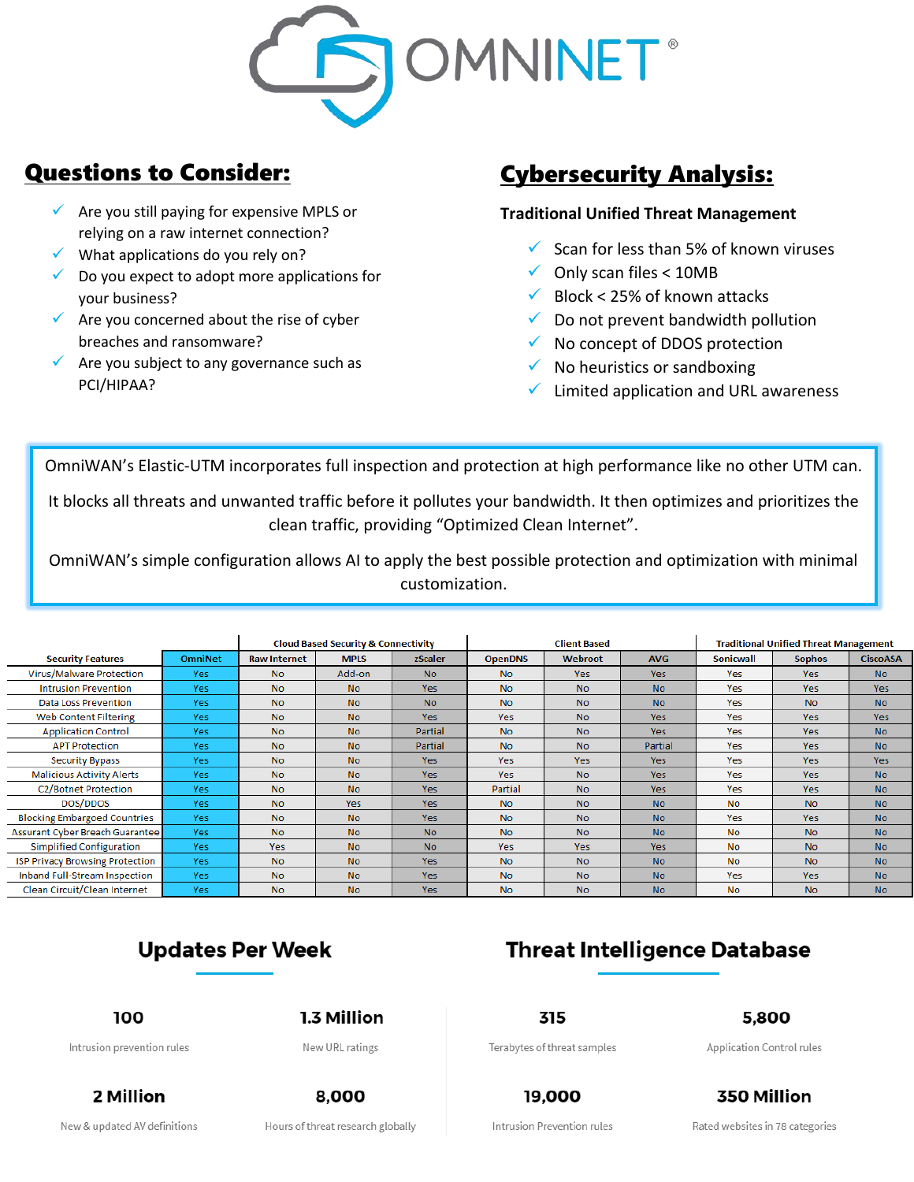# OMNINET®

## Questions to Consider:

- Are you still paying for expensive MPLS or relying on a raw internet connection?
- What applications do you rely on?
- Do you expect to adopt more applications for your business?
- Are you concerned about the rise of cyber breaches and ransomware?
- Are you subject to any governance such as PCI/HIPAA?

## Cybersecurity Analysis:

**Traditional Unified Threat Management**

- Scan for less than 5% of known viruses
- Only scan files < 10MB
- Block < 25% of known attacks
- Do not prevent bandwidth pollution
- No concept of DDOS protection
- No heuristics or sandboxing
- Limited application and URL awareness

OmniWAN's Elastic-UTM incorporates full inspection and protection at high performance like no other UTM can.

It blocks all threats and unwanted traffic before it pollutes your bandwidth. It then optimizes and prioritizes the clean traffic, providing "Optimized Clean Internet".

OmniWAN's simple configuration allows AI to apply the best possible protection and optimization with minimal customization.

| | | Cloud Based Security & Connectivity | | | Client Based | | | Traditional Unified Threat Management | | |
|---|---|---|---|---|---|---|---|---|---|---|
| **Security Features** | **OmniNet** | **Raw Internet** | **MPLS** | **zScaler** | **OpenDNS** | **Webroot** | **AVG** | **Sonicwall** | **Sophos** | **CiscoASA** |
| Virus/Malware Protection | Yes | No | Add-on | No | No | Yes | Yes | Yes | Yes | No |
| Intrusion Prevention | Yes | No | No | Yes | No | No | No | Yes | Yes | Yes |
| Data Loss Prevention | Yes | No | No | No | No | No | No | Yes | No | No |
| Web Content Filtering | Yes | No | No | Yes | Yes | No | Yes | Yes | Yes | Yes |
| Application Control | Yes | No | No | Partial | No | No | Yes | Yes | Yes | No |
| APT Protection | Yes | No | No | Partial | No | No | Partial | Yes | Yes | No |
| Security Bypass | Yes | No | No | Yes | Yes | Yes | Yes | Yes | Yes | Yes |
| Malicious Activity Alerts | Yes | No | No | Yes | Yes | No | Yes | Yes | Yes | No |
| C2/Botnet Protection | Yes | No | No | Yes | Partial | No | Yes | Yes | Yes | No |
| DOS/DDOS | Yes | No | Yes | Yes | No | No | No | No | No | No |
| Blocking Embargoed Countries | Yes | No | No | Yes | No | No | No | Yes | Yes | No |
| Assurant Cyber Breach Guarantee | Yes | No | No | No | No | No | No | No | No | No |
| Simplified Configuration | Yes | Yes | No | No | Yes | Yes | Yes | No | No | No |
| ISP Privacy Browsing Protection | Yes | No | No | Yes | No | No | No | No | No | No |
| Inband Full-Stream Inspection | Yes | No | No | Yes | No | No | No | Yes | Yes | No |
| Clean Circuit/Clean Internet | Yes | No | No | Yes | No | No | No | No | No | No |

## Updates Per Week

**100**
Intrusion prevention rules

**1.3 Million**
New URL ratings

**2 Million**
New & updated AV definitions

**8,000**
Hours of threat research globally

## Threat Intelligence Database

**315**
Terabytes of threat samples

**5,800**
Application Control rules

**19,000**
Intrusion Prevention rules

**350 Million**
Rated websites in 78 categories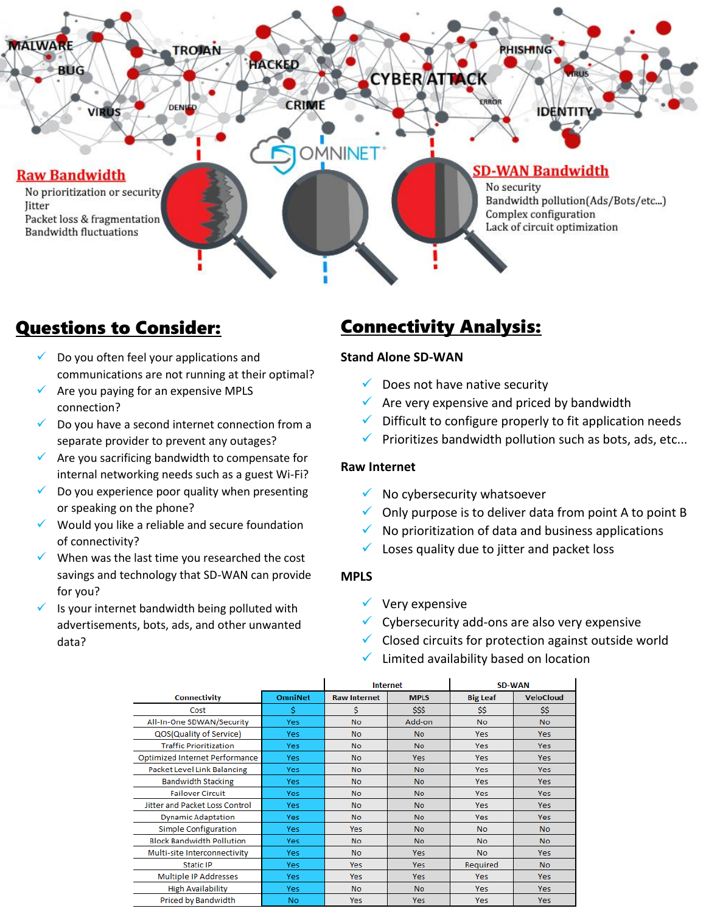## Raw Bandwidth

No prioritization or security
Jitter
Packet loss & fragmentation
Bandwidth fluctuations

## SD-WAN Bandwidth

No security
Bandwidth pollution(Ads/Bots/etc...)
Complex configuration
Lack of circuit optimization

## Questions to Consider:

- Do you often feel your applications and communications are not running at their optimal?
- Are you paying for an expensive MPLS connection?
- Do you have a second internet connection from a separate provider to prevent any outages?
- Are you sacrificing bandwidth to compensate for internal networking needs such as a guest Wi-Fi?
- Do you experience poor quality when presenting or speaking on the phone?
- Would you like a reliable and secure foundation of connectivity?
- When was the last time you researched the cost savings and technology that SD-WAN can provide for you?
- Is your internet bandwidth being polluted with advertisements, bots, ads, and other unwanted data?

## Connectivity Analysis:

### Stand Alone SD-WAN

- Does not have native security
- Are very expensive and priced by bandwidth
- Difficult to configure properly to fit application needs
- Prioritizes bandwidth pollution such as bots, ads, etc...

### Raw Internet

- No cybersecurity whatsoever
- Only purpose is to deliver data from point A to point B
- No prioritization of data and business applications
- Loses quality due to jitter and packet loss

### MPLS

- Very expensive
- Cybersecurity add-ons are also very expensive
- Closed circuits for protection against outside world
- Limited availability based on location

| | | Internet | | SD-WAN | |
|---|---|---|---|---|---|
| Connectivity | OmniNet | Raw Internet | MPLS | Big Leaf | VeloCloud |
| Cost | $ | $ | $$$ | $$ | $$ |
| All-In-One SDWAN/Security | Yes | No | Add-on | No | No |
| QOS(Quality of Service) | Yes | No | No | Yes | Yes |
| Traffic Prioritization | Yes | No | No | Yes | Yes |
| Optimized Internet Performance | Yes | No | Yes | Yes | Yes |
| Packet Level Link Balancing | Yes | No | No | Yes | Yes |
| Bandwidth Stacking | Yes | No | No | Yes | Yes |
| Failover Circuit | Yes | No | No | Yes | Yes |
| Jitter and Packet Loss Control | Yes | No | No | Yes | Yes |
| Dynamic Adaptation | Yes | No | No | Yes | Yes |
| Simple Configuration | Yes | Yes | No | No | No |
| Block Bandwidth Pollution | Yes | No | No | No | No |
| Multi-site Interconnectivity | Yes | No | Yes | No | Yes |
| Static IP | Yes | Yes | Yes | Required | No |
| Multiple IP Addresses | Yes | Yes | Yes | Yes | Yes |
| High Availability | Yes | No | No | Yes | Yes |
| Priced by Bandwidth | No | Yes | Yes | Yes | Yes |